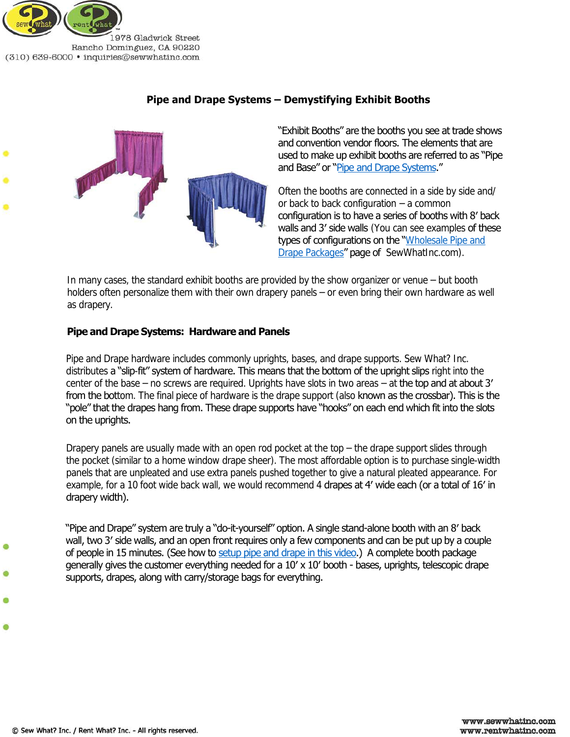1978 Gladwick Street
Rancho Dominguez, CA 90220
(310) 639-6000 • inquiries@sewwhatinc.com

## Pipe and Drape Systems – Demystifying Exhibit Booths

"Exhibit Booths" are the booths you see at trade shows and convention vendor floors. The elements that are used to make up exhibit booths are referred to as "Pipe and Base" or "Pipe and Drape Systems."

Often the booths are connected in a side by side and/or back to back configuration – a common configuration is to have a series of booths with 8' back walls and 3' side walls (You can see examples of these types of configurations on the "Wholesale Pipe and Drape Packages" page of SewWhatInc.com).

In many cases, the standard exhibit booths are provided by the show organizer or venue – but booth holders often personalize them with their own drapery panels – or even bring their own hardware as well as drapery.

### Pipe and Drape Systems: Hardware and Panels

Pipe and Drape hardware includes commonly uprights, bases, and drape supports. Sew What? Inc. distributes a "slip-fit" system of hardware. This means that the bottom of the upright slips right into the center of the base – no screws are required. Uprights have slots in two areas – at the top and at about 3' from the bottom. The final piece of hardware is the drape support (also known as the crossbar). This is the "pole" that the drapes hang from. These drape supports have "hooks" on each end which fit into the slots on the uprights.

Drapery panels are usually made with an open rod pocket at the top – the drape support slides through the pocket (similar to a home window drape sheer). The most affordable option is to purchase single-width panels that are unpleated and use extra panels pushed together to give a natural pleated appearance. For example, for a 10 foot wide back wall, we would recommend 4 drapes at 4' wide each (or a total of 16' in drapery width).

"Pipe and Drape" system are truly a "do-it-yourself" option. A single stand-alone booth with an 8' back wall, two 3' side walls, and an open front requires only a few components and can be put up by a couple of people in 15 minutes. (See how to setup pipe and drape in this video.) A complete booth package generally gives the customer everything needed for a 10' x 10' booth - bases, uprights, telescopic drape supports, drapes, along with carry/storage bags for everything.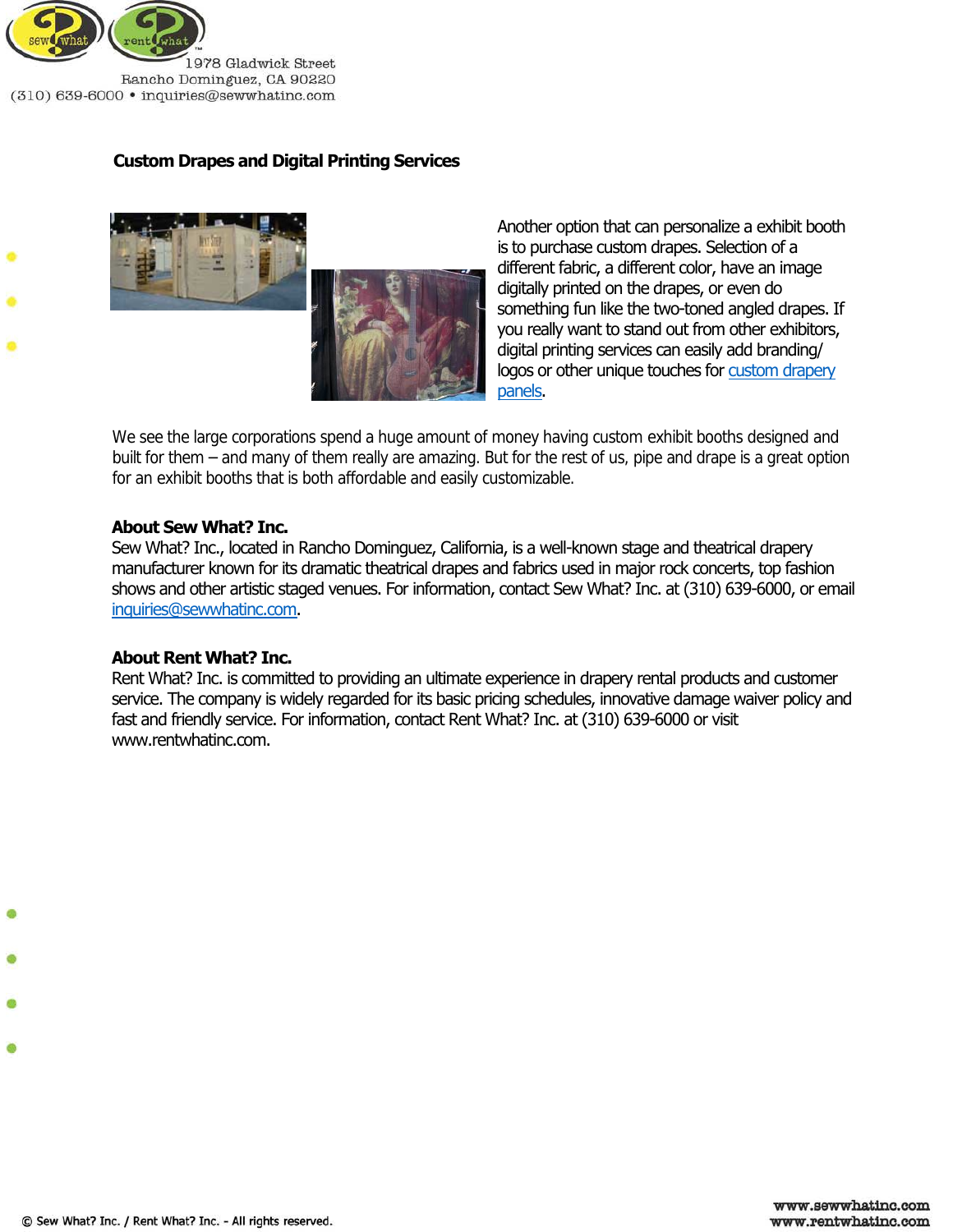### Custom Drapes and Digital Printing Services

Another option that can personalize a exhibit booth is to purchase custom drapes. Selection of a different fabric, a different color, have an image digitally printed on the drapes, or even do something fun like the two-toned angled drapes. If you really want to stand out from other exhibitors, digital printing services can easily add branding/ logos or other unique touches for custom drapery panels.

We see the large corporations spend a huge amount of money having custom exhibit booths designed and built for them – and many of them really are amazing. But for the rest of us, pipe and drape is a great option for an exhibit booths that is both affordable and easily customizable.

**About Sew What? Inc.**
Sew What? Inc., located in Rancho Dominguez, California, is a well-known stage and theatrical drapery manufacturer known for its dramatic theatrical drapes and fabrics used in major rock concerts, top fashion shows and other artistic staged venues. For information, contact Sew What? Inc. at (310) 639-6000, or email inquiries@sewwhatinc.com.

**About Rent What? Inc.**
Rent What? Inc. is committed to providing an ultimate experience in drapery rental products and customer service. The company is widely regarded for its basic pricing schedules, innovative damage waiver policy and fast and friendly service. For information, contact Rent What? Inc. at (310) 639-6000 or visit www.rentwhatinc.com.